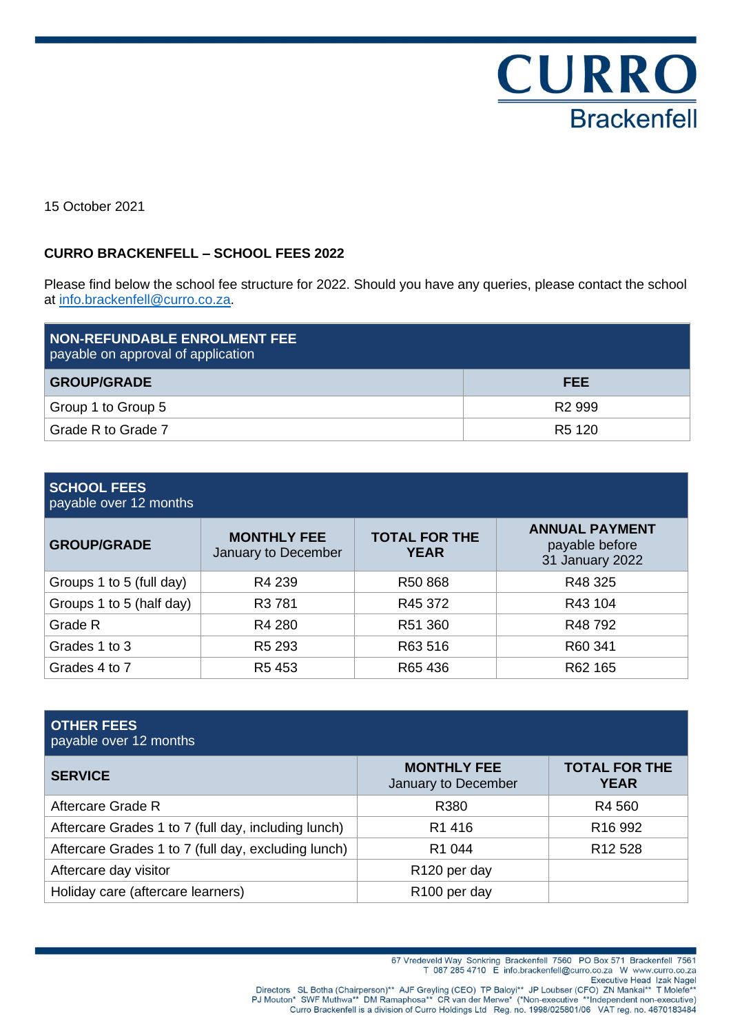CURRO
Brackenfell

15 October 2021

**CURRO BRACKENFELL – SCHOOL FEES 2022**

Please find below the school fee structure for 2022. Should you have any queries, please contact the school at info.brackenfell@curro.co.za.

| **NON-REFUNDABLE ENROLMENT FEE** payable on approval of application | |
|---|---|
| **GROUP/GRADE** | **FEE** |
| Group 1 to Group 5 | R2 999 |
| Grade R to Grade 7 | R5 120 |

| **SCHOOL FEES** payable over 12 months | | | |
|---|---|---|---|
| **GROUP/GRADE** | **MONTHLY FEE** January to December | **TOTAL FOR THE YEAR** | **ANNUAL PAYMENT** payable before 31 January 2022 |
| Groups 1 to 5 (full day) | R4 239 | R50 868 | R48 325 |
| Groups 1 to 5 (half day) | R3 781 | R45 372 | R43 104 |
| Grade R | R4 280 | R51 360 | R48 792 |
| Grades 1 to 3 | R5 293 | R63 516 | R60 341 |
| Grades 4 to 7 | R5 453 | R65 436 | R62 165 |

| **OTHER FEES** payable over 12 months | | |
|---|---|---|
| **SERVICE** | **MONTHLY FEE** January to December | **TOTAL FOR THE YEAR** |
| Aftercare Grade R | R380 | R4 560 |
| Aftercare Grades 1 to 7 (full day, including lunch) | R1 416 | R16 992 |
| Aftercare Grades 1 to 7 (full day, excluding lunch) | R1 044 | R12 528 |
| Aftercare day visitor | R120 per day | |
| Holiday care (aftercare learners) | R100 per day | |

67 Vredeveld Way Sonkring Brackenfell 7560 PO Box 571 Brackenfell 7561
T 087 285 4710 E info.brackenfell@curro.co.za W www.curro.co.za
Executive Head Izak Nagel
Directors SL Botha (Chairperson)** AJF Greyling (CEO) TP Baloyi** JP Loubser (CFO) ZN Mankai** T Molefe**
PJ Mouton* SWF Muthwa** DM Ramaphosa** CR van der Merwe* (*Non-executive **Independent non-executive)
Curro Brackenfell is a division of Curro Holdings Ltd Reg. no. 1998/025801/06 VAT reg. no. 4670183484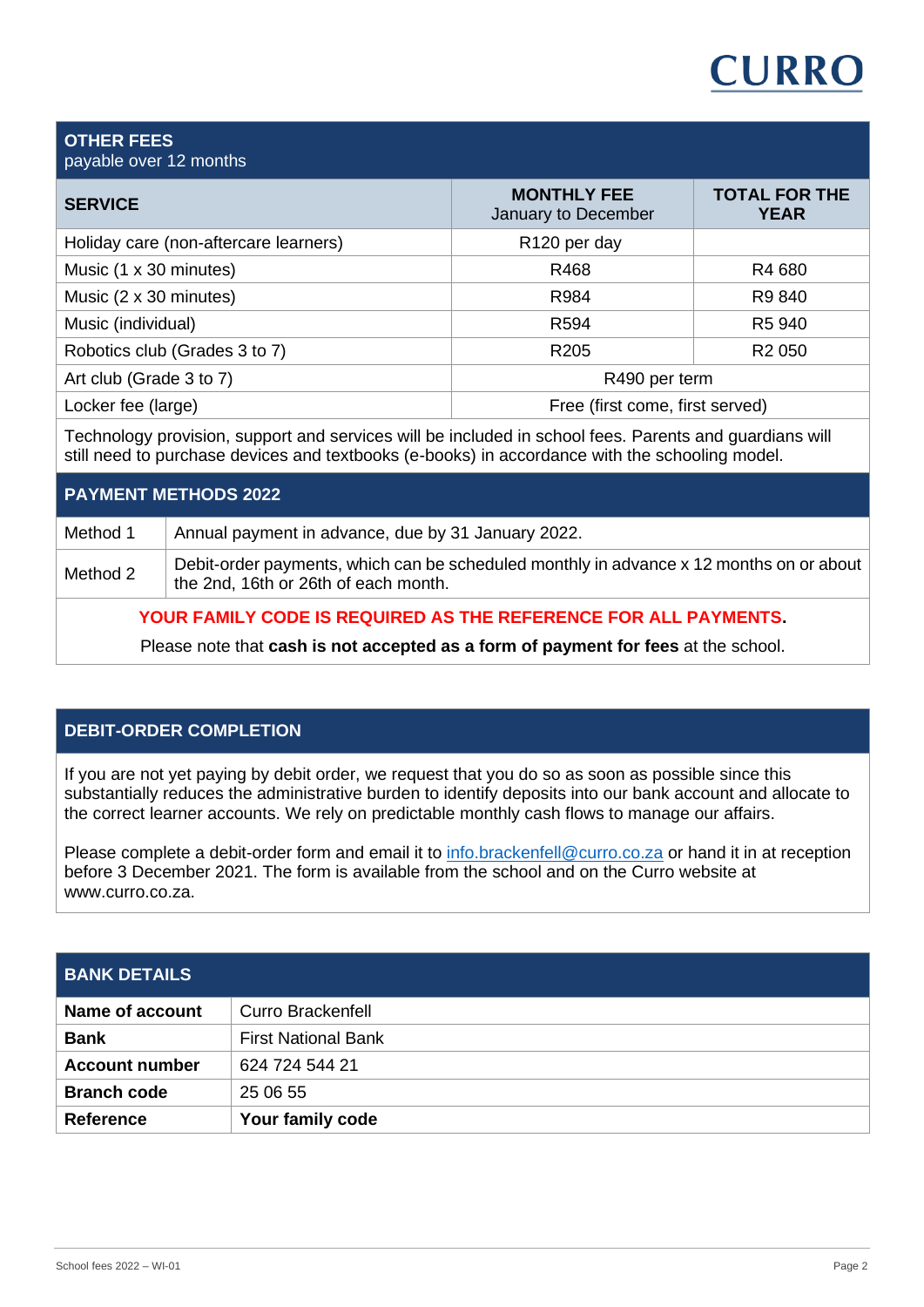## OTHER FEES
payable over 12 months

| SERVICE | MONTHLY FEE January to December | TOTAL FOR THE YEAR |
|---|---|---|
| Holiday care (non-aftercare learners) | R120 per day | |
| Music (1 x 30 minutes) | R468 | R4 680 |
| Music (2 x 30 minutes) | R984 | R9 840 |
| Music (individual) | R594 | R5 940 |
| Robotics club (Grades 3 to 7) | R205 | R2 050 |
| Art club (Grade 3 to 7) | R490 per term | |
| Locker fee (large) | Free (first come, first served) | |

Technology provision, support and services will be included in school fees. Parents and guardians will still need to purchase devices and textbooks (e-books) in accordance with the schooling model.

## PAYMENT METHODS 2022

| | |
|---|---|
| Method 1 | Annual payment in advance, due by 31 January 2022. |
| Method 2 | Debit-order payments, which can be scheduled monthly in advance x 12 months on or about the 2nd, 16th or 26th of each month. |

**YOUR FAMILY CODE IS REQUIRED AS THE REFERENCE FOR ALL PAYMENTS.**

Please note that **cash is not accepted as a form of payment for fees** at the school.

## DEBIT-ORDER COMPLETION

If you are not yet paying by debit order, we request that you do so as soon as possible since this substantially reduces the administrative burden to identify deposits into our bank account and allocate to the correct learner accounts. We rely on predictable monthly cash flows to manage our affairs.

Please complete a debit-order form and email it to info.brackenfell@curro.co.za or hand it in at reception before 3 December 2021. The form is available from the school and on the Curro website at www.curro.co.za.

## BANK DETAILS

| | |
|---|---|
| **Name of account** | Curro Brackenfell |
| **Bank** | First National Bank |
| **Account number** | 624 724 544 21 |
| **Branch code** | 25 06 55 |
| **Reference** | **Your family code** |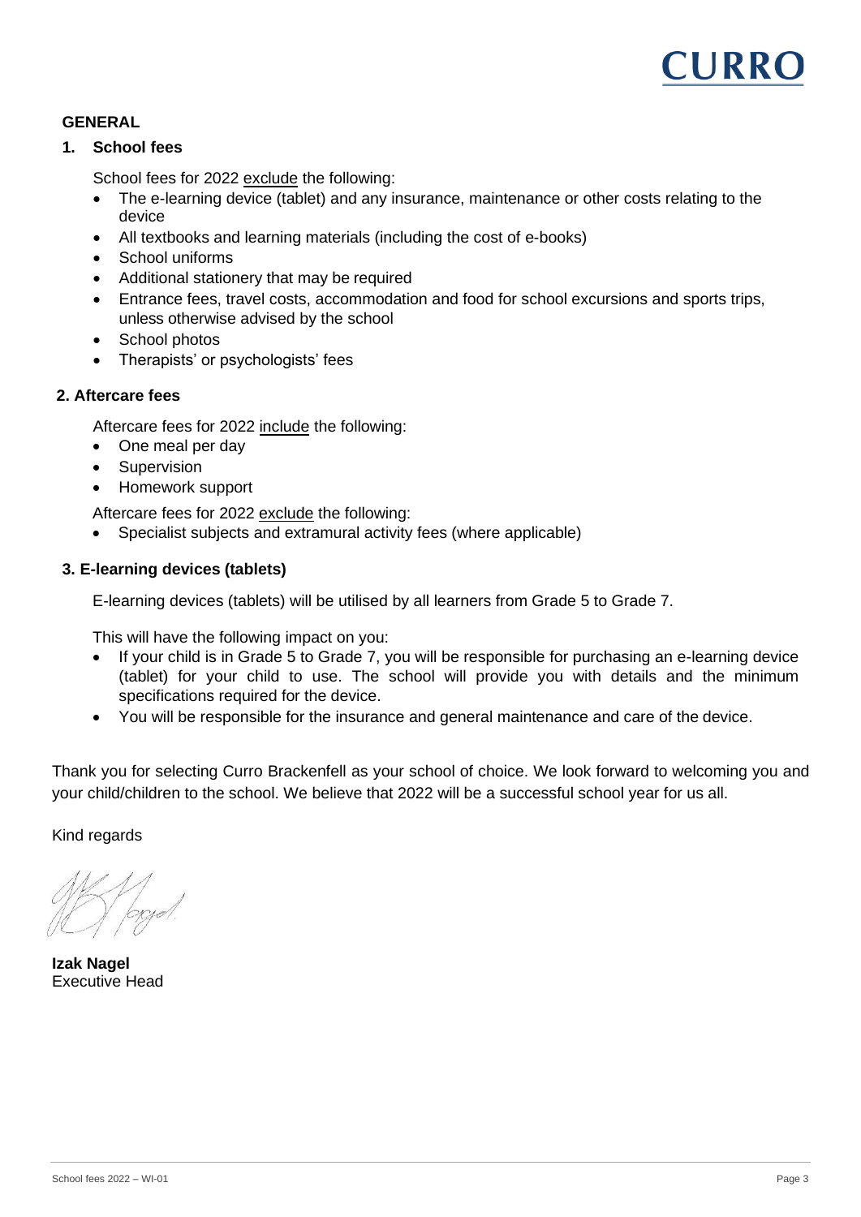## GENERAL

### 1. School fees

School fees for 2022 exclude the following:

- The e-learning device (tablet) and any insurance, maintenance or other costs relating to the device
- All textbooks and learning materials (including the cost of e-books)
- School uniforms
- Additional stationery that may be required
- Entrance fees, travel costs, accommodation and food for school excursions and sports trips, unless otherwise advised by the school
- School photos
- Therapists' or psychologists' fees

### 2. Aftercare fees

Aftercare fees for 2022 include the following:

- One meal per day
- Supervision
- Homework support

Aftercare fees for 2022 exclude the following:

- Specialist subjects and extramural activity fees (where applicable)

### 3. E-learning devices (tablets)

E-learning devices (tablets) will be utilised by all learners from Grade 5 to Grade 7.

This will have the following impact on you:

- If your child is in Grade 5 to Grade 7, you will be responsible for purchasing an e-learning device (tablet) for your child to use. The school will provide you with details and the minimum specifications required for the device.
- You will be responsible for the insurance and general maintenance and care of the device.

Thank you for selecting Curro Brackenfell as your school of choice. We look forward to welcoming you and your child/children to the school. We believe that 2022 will be a successful school year for us all.

Kind regards

**Izak Nagel**
Executive Head